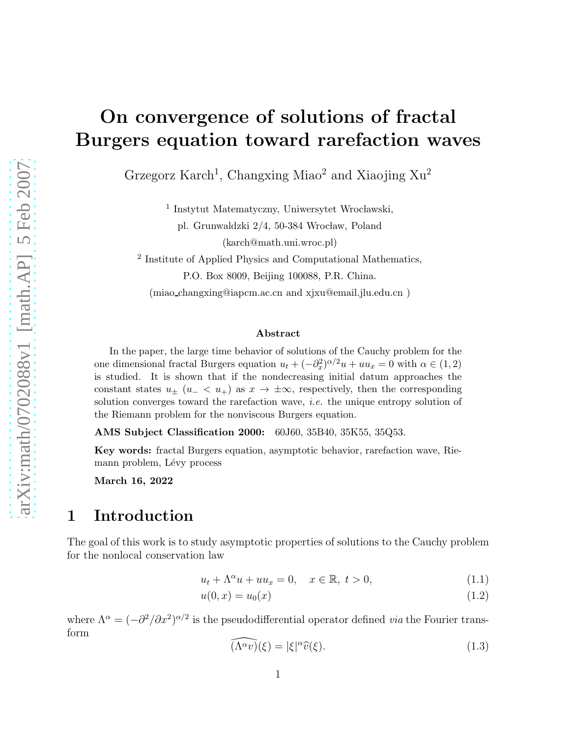# On convergence of solutions of fractal Burgers equation toward rarefaction waves

Grzegorz Karch[1], Changxing Miao[2] and Xiaojing Xu[2]

[1] Instytut Matematyczny, Uniwersytet Wrocławski,
pl. Grunwaldzki 2/4, 50-384 Wrocław, Poland
(karch@math.uni.wroc.pl)

[2] Institute of Applied Physics and Computational Mathematics,
P.O. Box 8009, Beijing 100088, P.R. China.
(miao_changxing@iapcm.ac.cn and xjxu@email.jlu.edu.cn )

### Abstract

In the paper, the large time behavior of solutions of the Cauchy problem for the one dimensional fractal Burgers equation $u_t + (-\partial_x^2)^{\alpha/2} u + uu_x = 0$ with $\alpha \in (1, 2)$ is studied. It is shown that if the nondecreasing initial datum approaches the constant states $u_\pm$ ($u_- < u_+$) as $x \to \pm\infty$, respectively, then the corresponding solution converges toward the rarefaction wave, *i.e.* the unique entropy solution of the Riemann problem for the nonviscous Burgers equation.

**AMS Subject Classification 2000:** 60J60, 35B40, 35K55, 35Q53.

**Key words:** fractal Burgers equation, asymptotic behavior, rarefaction wave, Riemann problem, Lévy process

**March 16, 2022**

## 1 Introduction

The goal of this work is to study asymptotic properties of solutions to the Cauchy problem for the nonlocal conservation law

$$u_t + \Lambda^\alpha u + uu_x = 0, \quad x \in \mathbb{R},\ t > 0, \tag{1.1}$$

$$u(0, x) = u_0(x) \tag{1.2}$$

where $\Lambda^\alpha = (-\partial^2/\partial x^2)^{\alpha/2}$ is the pseudodifferential operator defined *via* the Fourier transform

$$\widehat{(\Lambda^\alpha v)}(\xi) = |\xi|^\alpha \widehat{v}(\xi). \tag{1.3}$$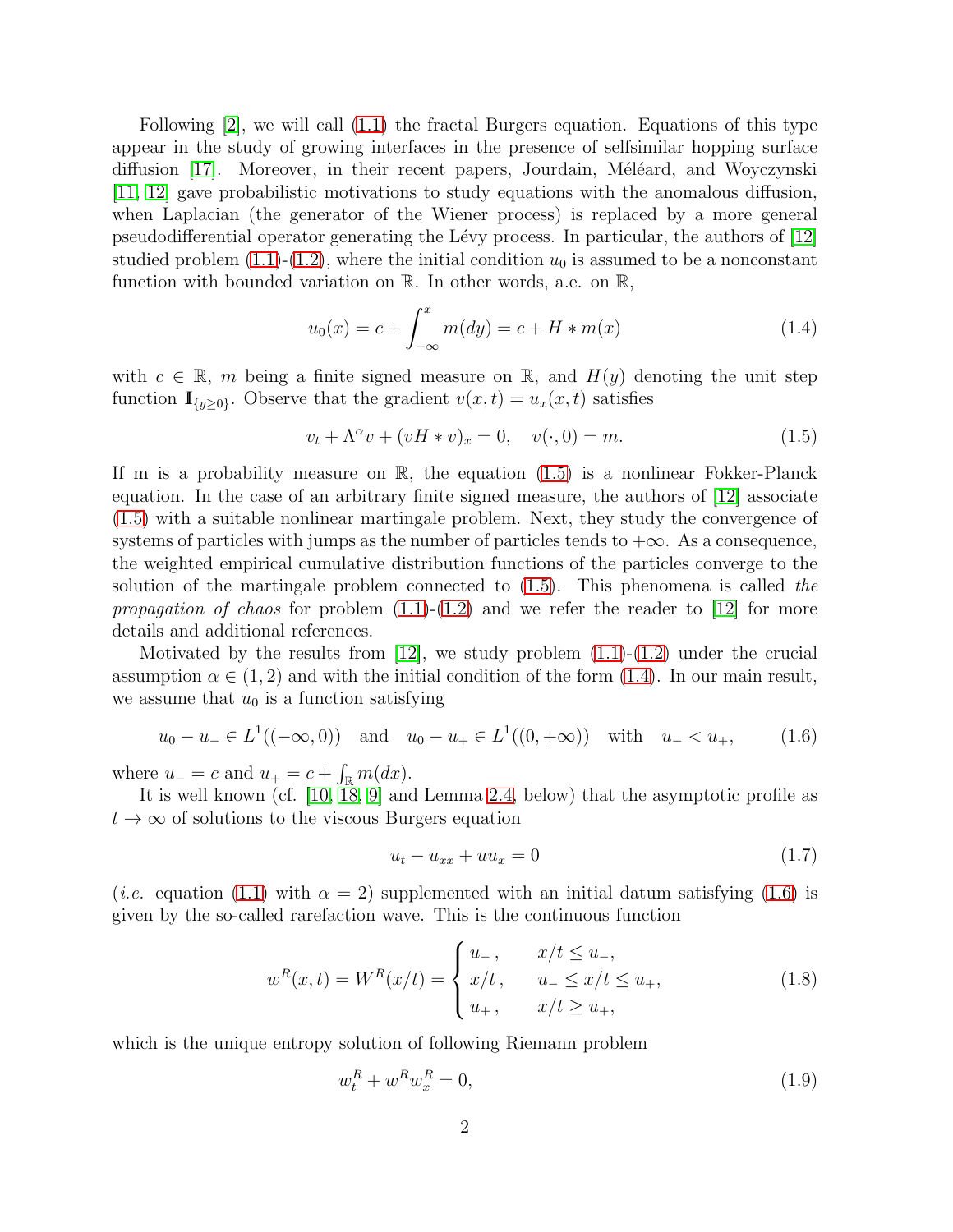Following [2], we will call (1.1) the fractal Burgers equation. Equations of this type appear in the study of growing interfaces in the presence of selfsimilar hopping surface diffusion [17]. Moreover, in their recent papers, Jourdain, Méléard, and Woyczynski [11, 12] gave probabilistic motivations to study equations with the anomalous diffusion, when Laplacian (the generator of the Wiener process) is replaced by a more general pseudodifferential operator generating the Lévy process. In particular, the authors of [12] studied problem (1.1)-(1.2), where the initial condition $u_0$ is assumed to be a nonconstant function with bounded variation on $\mathbb{R}$. In other words, a.e. on $\mathbb{R}$,

$$u_0(x) = c + \int_{-\infty}^{x} m(dy) = c + H * m(x) \tag{1.4}$$

with $c \in \mathbb{R}$, $m$ being a finite signed measure on $\mathbb{R}$, and $H(y)$ denoting the unit step function $1\!\!1_{\{y\geq 0\}}$. Observe that the gradient $v(x,t) = u_x(x,t)$ satisfies

$$v_t + \Lambda^\alpha v + (vH * v)_x = 0, \quad v(\cdot, 0) = m. \tag{1.5}$$

If m is a probability measure on $\mathbb{R}$, the equation (1.5) is a nonlinear Fokker-Planck equation. In the case of an arbitrary finite signed measure, the authors of [12] associate (1.5) with a suitable nonlinear martingale problem. Next, they study the convergence of systems of particles with jumps as the number of particles tends to $+\infty$. As a consequence, the weighted empirical cumulative distribution functions of the particles converge to the solution of the martingale problem connected to (1.5). This phenomena is called *the propagation of chaos* for problem (1.1)-(1.2) and we refer the reader to [12] for more details and additional references.

Motivated by the results from [12], we study problem (1.1)-(1.2) under the crucial assumption $\alpha \in (1,2)$ and with the initial condition of the form (1.4). In our main result, we assume that $u_0$ is a function satisfying

$$u_0 - u_- \in L^1((-\infty, 0)) \quad \text{and} \quad u_0 - u_+ \in L^1((0, +\infty)) \quad \text{with} \quad u_- < u_+, \tag{1.6}$$

where $u_- = c$ and $u_+ = c + \int_{\mathbb{R}} m(dx)$.

It is well known (cf. [10, 18, 9] and Lemma 2.4, below) that the asymptotic profile as $t \to \infty$ of solutions to the viscous Burgers equation

$$u_t - u_{xx} + uu_x = 0 \tag{1.7}$$

(*i.e.* equation (1.1) with $\alpha = 2$) supplemented with an initial datum satisfying (1.6) is given by the so-called rarefaction wave. This is the continuous function

$$w^R(x,t) = W^R(x/t) = \begin{cases} u_-, & x/t \leq u_-, \\ x/t, & u_- \leq x/t \leq u_+, \\ u_+, & x/t \geq u_+, \end{cases} \tag{1.8}$$

which is the unique entropy solution of following Riemann problem

$$w_t^R + w^R w_x^R = 0, \tag{1.9}$$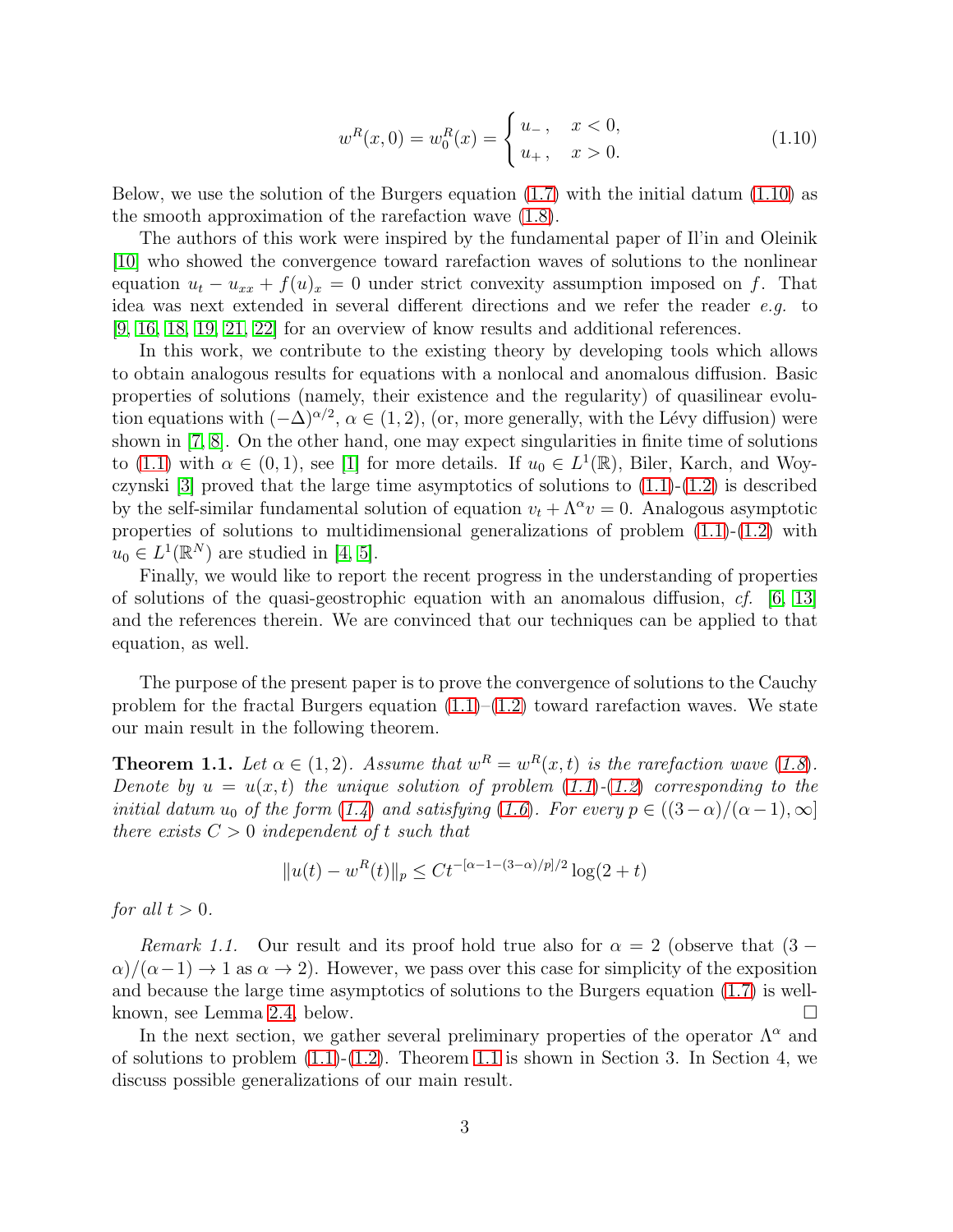$$
w^R(x,0) = w_0^R(x) = \begin{cases} u_-\,, & x<0,\\ u_+\,, & x>0. \end{cases} \tag{1.10}
$$

Below, we use the solution of the Burgers equation (1.7) with the initial datum (1.10) as the smooth approximation of the rarefaction wave (1.8).

The authors of this work were inspired by the fundamental paper of Il'in and Oleinik [10] who showed the convergence toward rarefaction waves of solutions to the nonlinear equation $u_t - u_{xx} + f(u)_x = 0$ under strict convexity assumption imposed on $f$. That idea was next extended in several different directions and we refer the reader *e.g.* to [9, 16, 18, 19, 21, 22] for an overview of know results and additional references.

In this work, we contribute to the existing theory by developing tools which allows to obtain analogous results for equations with a nonlocal and anomalous diffusion. Basic properties of solutions (namely, their existence and the regularity) of quasilinear evolution equations with $(-\Delta)^{\alpha/2}$, $\alpha \in (1,2)$, (or, more generally, with the Lévy diffusion) were shown in [7, 8]. On the other hand, one may expect singularities in finite time of solutions to (1.1) with $\alpha \in (0,1)$, see [1] for more details. If $u_0 \in L^1(\mathbb{R})$, Biler, Karch, and Woyczynski [3] proved that the large time asymptotics of solutions to (1.1)-(1.2) is described by the self-similar fundamental solution of equation $v_t + \Lambda^\alpha v = 0$. Analogous asymptotic properties of solutions to multidimensional generalizations of problem (1.1)-(1.2) with $u_0 \in L^1(\mathbb{R}^N)$ are studied in [4, 5].

Finally, we would like to report the recent progress in the understanding of properties of solutions of the quasi-geostrophic equation with an anomalous diffusion, *cf.* [6, 13] and the references therein. We are convinced that our techniques can be applied to that equation, as well.

The purpose of the present paper is to prove the convergence of solutions to the Cauchy problem for the fractal Burgers equation (1.1)–(1.2) toward rarefaction waves. We state our main result in the following theorem.

**Theorem 1.1.** *Let $\alpha \in (1,2)$. Assume that $w^R = w^R(x,t)$ is the rarefaction wave (1.8). Denote by $u = u(x,t)$ the unique solution of problem (1.1)-(1.2) corresponding to the initial datum $u_0$ of the form (1.4) and satisfying (1.6). For every $p \in ((3-\alpha)/(\alpha-1), \infty]$ there exists $C>0$ independent of $t$ such that*

$$
\|u(t) - w^R(t)\|_p \le C t^{-[\alpha-1-(3-\alpha)/p]/2} \log(2+t)
$$

*for all $t>0$.*

*Remark 1.1.* Our result and its proof hold true also for $\alpha = 2$ (observe that $(3-\alpha)/(\alpha-1) \to 1$ as $\alpha \to 2$). However, we pass over this case for simplicity of the exposition and because the large time asymptotics of solutions to the Burgers equation (1.7) is well-known, see Lemma 2.4, below. □

In the next section, we gather several preliminary properties of the operator $\Lambda^\alpha$ and of solutions to problem (1.1)-(1.2). Theorem 1.1 is shown in Section 3. In Section 4, we discuss possible generalizations of our main result.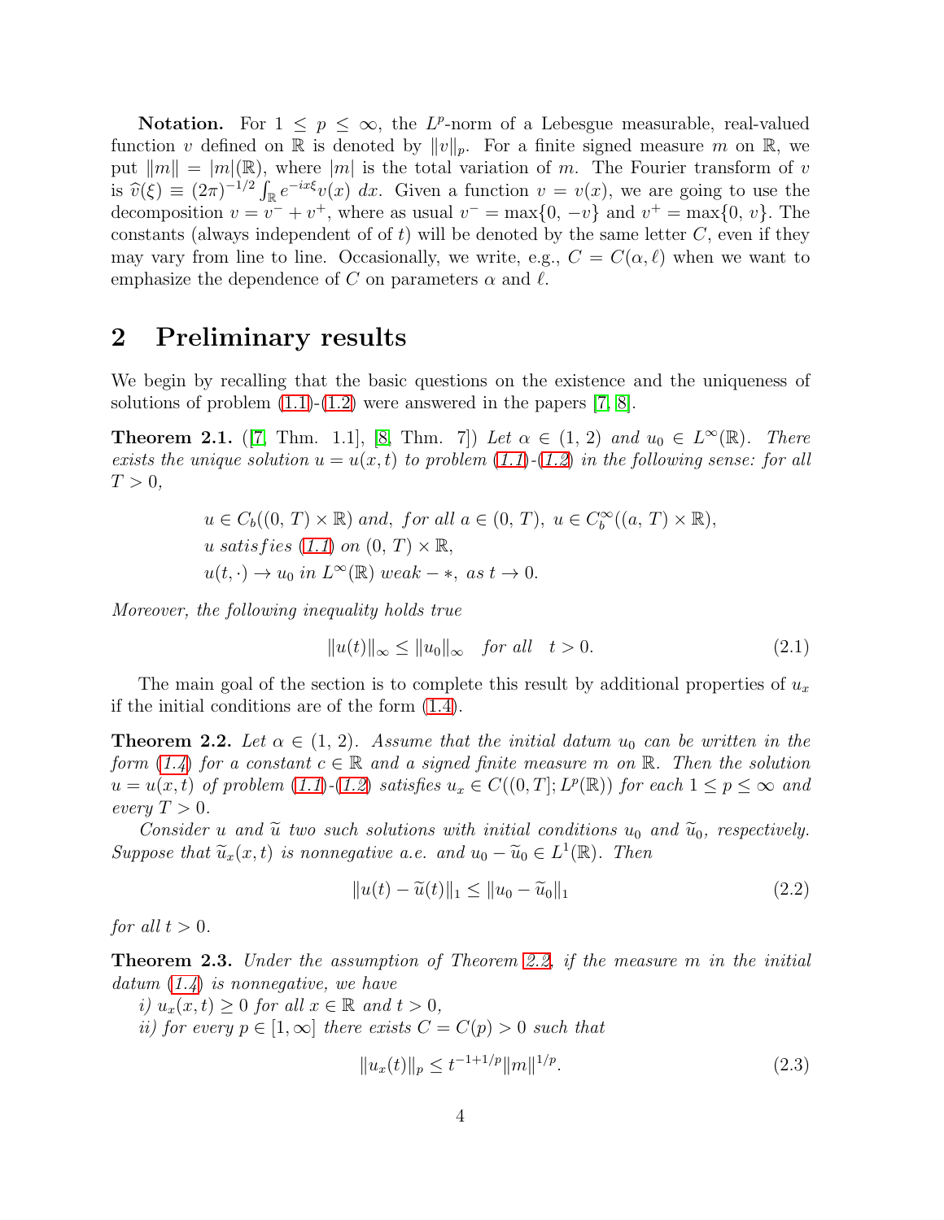**Notation.** For $1 \leq p \leq \infty$, the $L^p$-norm of a Lebesgue measurable, real-valued function $v$ defined on $\mathbb{R}$ is denoted by $\|v\|_p$. For a finite signed measure $m$ on $\mathbb{R}$, we put $\|m\| = |m|(\mathbb{R})$, where $|m|$ is the total variation of $m$. The Fourier transform of $v$ is $\widehat{v}(\xi) \equiv (2\pi)^{-1/2} \int_{\mathbb{R}} e^{-ix\xi} v(x)\, dx$. Given a function $v = v(x)$, we are going to use the decomposition $v = v^- + v^+$, where as usual $v^- = \max\{0, -v\}$ and $v^+ = \max\{0, v\}$. The constants (always independent of of $t$) will be denoted by the same letter $C$, even if they may vary from line to line. Occasionally, we write, e.g., $C = C(\alpha, \ell)$ when we want to emphasize the dependence of $C$ on parameters $\alpha$ and $\ell$.

## 2 Preliminary results

We begin by recalling that the basic questions on the existence and the uniqueness of solutions of problem (1.1)-(1.2) were answered in the papers [7, 8].

**Theorem 2.1.** ([7, Thm. 1.1], [8, Thm. 7]) *Let $\alpha \in (1, 2)$ and $u_0 \in L^\infty(\mathbb{R})$. There exists the unique solution $u = u(x, t)$ to problem (1.1)-(1.2) in the following sense: for all $T > 0$,*

$$
\begin{aligned}
& u \in C_b((0,\, T) \times \mathbb{R}) \textit{ and, for all } a \in (0,\, T),\ u \in C_b^\infty((a,\, T) \times \mathbb{R}), \\
& u \textit{ satisfies } (1.1) \textit{ on } (0,\, T) \times \mathbb{R}, \\
& u(t, \cdot) \to u_0 \textit{ in } L^\infty(\mathbb{R}) \textit{ weak} - *, \textit{ as } t \to 0.
\end{aligned}
$$

*Moreover, the following inequality holds true*

$$
\|u(t)\|_\infty \leq \|u_0\|_\infty \quad \textit{for all} \quad t > 0. \tag{2.1}
$$

The main goal of the section is to complete this result by additional properties of $u_x$ if the initial conditions are of the form (1.4).

**Theorem 2.2.** *Let $\alpha \in (1, 2)$. Assume that the initial datum $u_0$ can be written in the form (1.4) for a constant $c \in \mathbb{R}$ and a signed finite measure $m$ on $\mathbb{R}$. Then the solution $u = u(x, t)$ of problem (1.1)-(1.2) satisfies $u_x \in C((0, T]; L^p(\mathbb{R}))$ for each $1 \leq p \leq \infty$ and every $T > 0$.*

*Consider $u$ and $\widetilde{u}$ two such solutions with initial conditions $u_0$ and $\widetilde{u}_0$, respectively. Suppose that $\widetilde{u}_x(x, t)$ is nonnegative a.e. and $u_0 - \widetilde{u}_0 \in L^1(\mathbb{R})$. Then*

$$
\|u(t) - \widetilde{u}(t)\|_1 \leq \|u_0 - \widetilde{u}_0\|_1 \tag{2.2}
$$

*for all $t > 0$.*

**Theorem 2.3.** *Under the assumption of Theorem 2.2, if the measure $m$ in the initial datum (1.4) is nonnegative, we have*

*i) $u_x(x, t) \geq 0$ for all $x \in \mathbb{R}$ and $t > 0$,*

*ii) for every $p \in [1, \infty]$ there exists $C = C(p) > 0$ such that*

$$
\|u_x(t)\|_p \leq t^{-1+1/p} \|m\|^{1/p}. \tag{2.3}
$$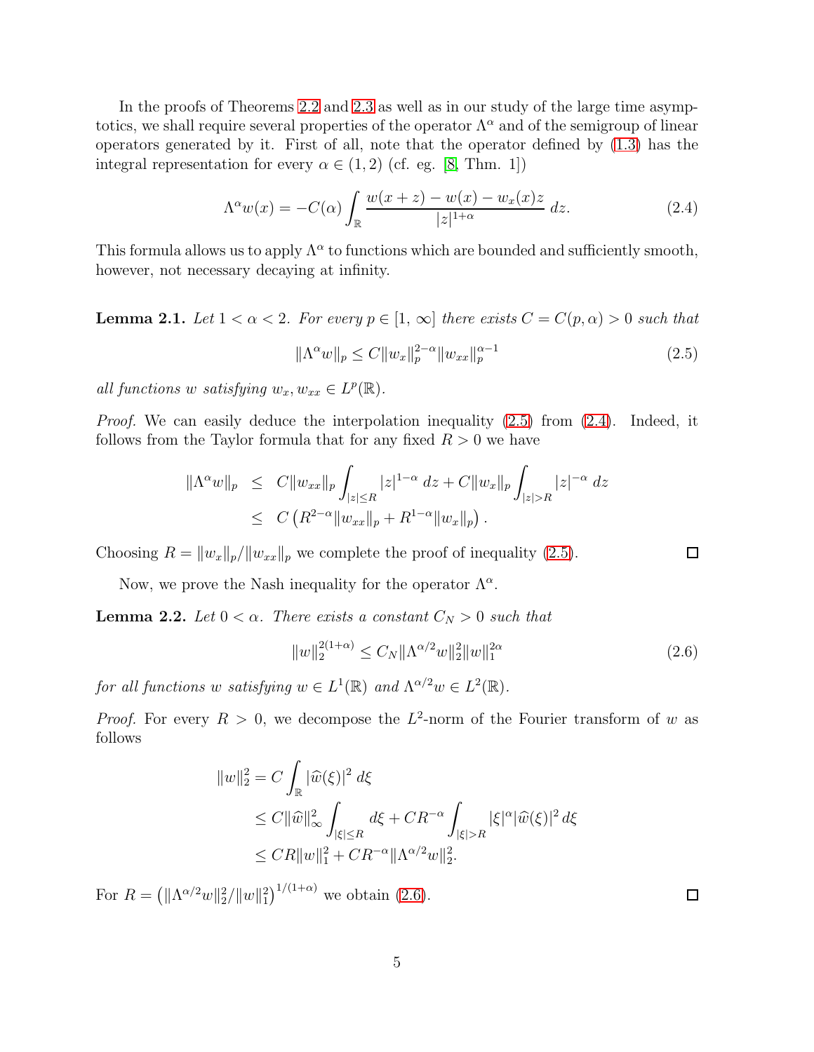In the proofs of Theorems 2.2 and 2.3 as well as in our study of the large time asymptotics, we shall require several properties of the operator $\Lambda^\alpha$ and of the semigroup of linear operators generated by it. First of all, note that the operator defined by (1.3) has the integral representation for every $\alpha \in (1, 2)$ (cf. eg. [8, Thm. 1])

$$\Lambda^\alpha w(x) = -C(\alpha) \int_{\mathbb{R}} \frac{w(x+z) - w(x) - w_x(x)z}{|z|^{1+\alpha}} \, dz. \tag{2.4}$$

This formula allows us to apply $\Lambda^\alpha$ to functions which are bounded and sufficiently smooth, however, not necessary decaying at infinity.

**Lemma 2.1.** *Let $1 < \alpha < 2$. For every $p \in [1, \infty]$ there exists $C = C(p, \alpha) > 0$ such that*

$$\|\Lambda^\alpha w\|_p \le C \|w_x\|_p^{2-\alpha} \|w_{xx}\|_p^{\alpha - 1} \tag{2.5}$$

*all functions $w$ satisfying $w_x, w_{xx} \in L^p(\mathbb{R})$.*

*Proof.* We can easily deduce the interpolation inequality (2.5) from (2.4). Indeed, it follows from the Taylor formula that for any fixed $R > 0$ we have

$$\begin{aligned}
\|\Lambda^\alpha w\|_p &\le C \|w_{xx}\|_p \int_{|z| \le R} |z|^{1-\alpha} \, dz + C \|w_x\|_p \int_{|z| > R} |z|^{-\alpha} \, dz \\
&\le C \left( R^{2-\alpha} \|w_{xx}\|_p + R^{1-\alpha} \|w_x\|_p \right).
\end{aligned}$$

Choosing $R = \|w_x\|_p / \|w_{xx}\|_p$ we complete the proof of inequality (2.5). □

Now, we prove the Nash inequality for the operator $\Lambda^\alpha$.

**Lemma 2.2.** *Let $0 < \alpha$. There exists a constant $C_N > 0$ such that*

$$\|w\|_2^{2(1+\alpha)} \le C_N \|\Lambda^{\alpha/2} w\|_2^2 \|w\|_1^{2\alpha} \tag{2.6}$$

*for all functions $w$ satisfying $w \in L^1(\mathbb{R})$ and $\Lambda^{\alpha/2} w \in L^2(\mathbb{R})$.*

*Proof.* For every $R > 0$, we decompose the $L^2$-norm of the Fourier transform of $w$ as follows

$$\begin{aligned}
\|w\|_2^2 &= C \int_{\mathbb{R}} |\widehat{w}(\xi)|^2 \, d\xi \\
&\le C \|\widehat{w}\|_\infty^2 \int_{|\xi| \le R} d\xi + C R^{-\alpha} \int_{|\xi| > R} |\xi|^\alpha |\widehat{w}(\xi)|^2 \, d\xi \\
&\le C R \|w\|_1^2 + C R^{-\alpha} \|\Lambda^{\alpha/2} w\|_2^2.
\end{aligned}$$

For $R = \left( \|\Lambda^{\alpha/2} w\|_2^2 / \|w\|_1^2 \right)^{1/(1+\alpha)}$ we obtain (2.6). □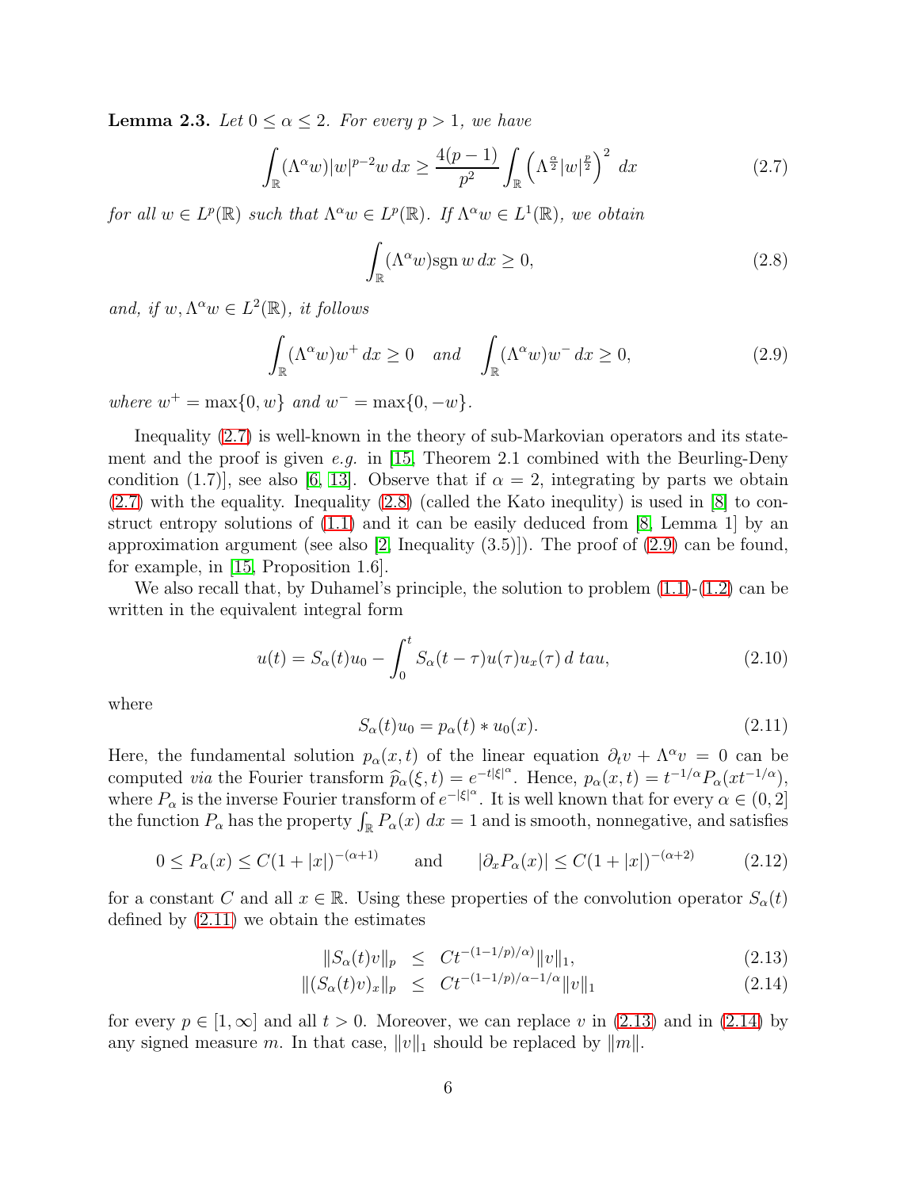**Lemma 2.3.** *Let $0 \leq \alpha \leq 2$. For every $p > 1$, we have*

$$\int_{\mathbb{R}} (\Lambda^\alpha w)|w|^{p-2}w \, dx \geq \frac{4(p-1)}{p^2} \int_{\mathbb{R}} \left( \Lambda^{\frac{\alpha}{2}} |w|^{\frac{p}{2}} \right)^2 \, dx \tag{2.7}$$

*for all $w \in L^p(\mathbb{R})$ such that $\Lambda^\alpha w \in L^p(\mathbb{R})$. If $\Lambda^\alpha w \in L^1(\mathbb{R})$, we obtain*

$$\int_{\mathbb{R}} (\Lambda^\alpha w) \operatorname{sgn} w \, dx \geq 0, \tag{2.8}$$

*and, if $w, \Lambda^\alpha w \in L^2(\mathbb{R})$, it follows*

$$\int_{\mathbb{R}} (\Lambda^\alpha w) w^+ \, dx \geq 0 \quad \text{and} \quad \int_{\mathbb{R}} (\Lambda^\alpha w) w^- \, dx \geq 0, \tag{2.9}$$

*where $w^+ = \max\{0, w\}$ and $w^- = \max\{0, -w\}$.*

Inequality (2.7) is well-known in the theory of sub-Markovian operators and its statement and the proof is given *e.g.* in [15, Theorem 2.1 combined with the Beurling-Deny condition (1.7)], see also [6, 13]. Observe that if $\alpha = 2$, integrating by parts we obtain (2.7) with the equality. Inequality (2.8) (called the Kato inequlity) is used in [8] to construct entropy solutions of (1.1) and it can be easily deduced from [8, Lemma 1] by an approximation argument (see also [2, Inequality (3.5)]). The proof of (2.9) can be found, for example, in [15, Proposition 1.6].

We also recall that, by Duhamel's principle, the solution to problem (1.1)-(1.2) can be written in the equivalent integral form

$$u(t) = S_\alpha(t)u_0 - \int_0^t S_\alpha(t-\tau)u(\tau)u_x(\tau) \, d\ tau, \tag{2.10}$$

where

$$S_\alpha(t)u_0 = p_\alpha(t) * u_0(x). \tag{2.11}$$

Here, the fundamental solution $p_\alpha(x,t)$ of the linear equation $\partial_t v + \Lambda^\alpha v = 0$ can be computed *via* the Fourier transform $\widehat{p}_\alpha(\xi, t) = e^{-t|\xi|^\alpha}$. Hence, $p_\alpha(x,t) = t^{-1/\alpha} P_\alpha(xt^{-1/\alpha})$, where $P_\alpha$ is the inverse Fourier transform of $e^{-|\xi|^\alpha}$. It is well known that for every $\alpha \in (0, 2]$ the function $P_\alpha$ has the property $\int_{\mathbb{R}} P_\alpha(x) \, dx = 1$ and is smooth, nonnegative, and satisfies

$$0 \leq P_\alpha(x) \leq C(1+|x|)^{-(\alpha+1)} \qquad \text{and} \qquad |\partial_x P_\alpha(x)| \leq C(1+|x|)^{-(\alpha+2)} \tag{2.12}$$

for a constant $C$ and all $x \in \mathbb{R}$. Using these properties of the convolution operator $S_\alpha(t)$ defined by (2.11) we obtain the estimates

$$\|S_\alpha(t)v\|_p \leq Ct^{-(1-1/p)/\alpha}\|v\|_1, \tag{2.13}$$

$$\|(S_\alpha(t)v)_x\|_p \leq Ct^{-(1-1/p)/\alpha - 1/\alpha}\|v\|_1 \tag{2.14}$$

for every $p \in [1, \infty]$ and all $t > 0$. Moreover, we can replace $v$ in (2.13) and in (2.14) by any signed measure $m$. In that case, $\|v\|_1$ should be replaced by $\|m\|$.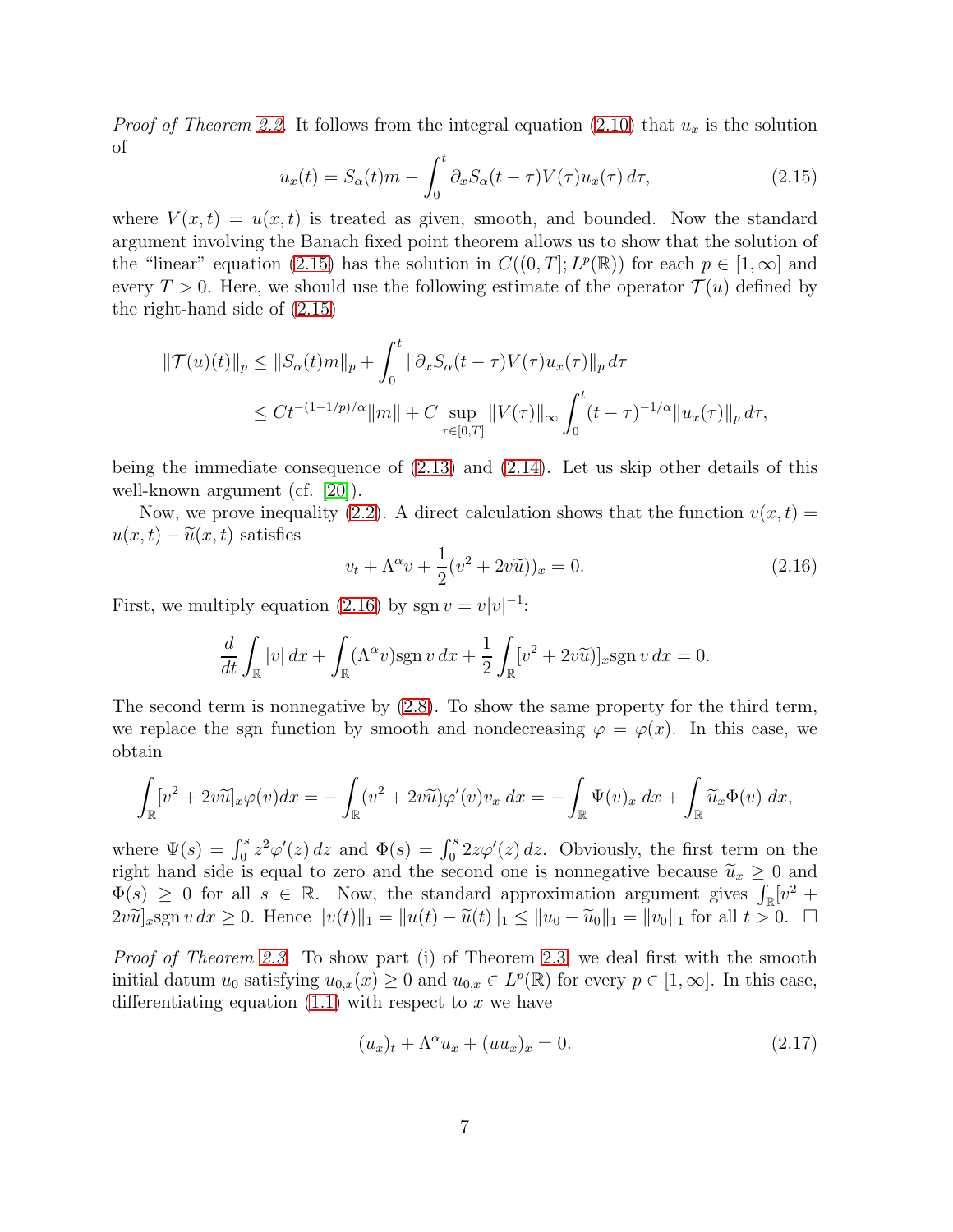*Proof of Theorem 2.2.* It follows from the integral equation (2.10) that $u_x$ is the solution of

$$u_x(t) = S_\alpha(t)m - \int_0^t \partial_x S_\alpha(t-\tau)V(\tau)u_x(\tau)\,d\tau, \tag{2.15}$$

where $V(x,t) = u(x,t)$ is treated as given, smooth, and bounded. Now the standard argument involving the Banach fixed point theorem allows us to show that the solution of the "linear" equation (2.15) has the solution in $C((0,T];L^p(\mathbb{R}))$ for each $p \in [1,\infty]$ and every $T > 0$. Here, we should use the following estimate of the operator $\mathcal{T}(u)$ defined by the right-hand side of (2.15)

$$\begin{aligned}
\|\mathcal{T}(u)(t)\|_p &\le \|S_\alpha(t)m\|_p + \int_0^t \|\partial_x S_\alpha(t-\tau)V(\tau)u_x(\tau)\|_p\,d\tau \\
&\le Ct^{-(1-1/p)/\alpha}\|m\| + C\sup_{\tau\in[0,T]}\|V(\tau)\|_\infty \int_0^t (t-\tau)^{-1/\alpha}\|u_x(\tau)\|_p\,d\tau,
\end{aligned}$$

being the immediate consequence of (2.13) and (2.14). Let us skip other details of this well-known argument (cf. [20]).

Now, we prove inequality (2.2). A direct calculation shows that the function $v(x,t) = u(x,t) - \widetilde{u}(x,t)$ satisfies

$$v_t + \Lambda^\alpha v + \frac{1}{2}(v^2 + 2v\widetilde{u}))_x = 0. \tag{2.16}$$

First, we multiply equation (2.16) by $\operatorname{sgn} v = v|v|^{-1}$:

$$\frac{d}{dt}\int_{\mathbb{R}} |v|\,dx + \int_{\mathbb{R}} (\Lambda^\alpha v)\operatorname{sgn} v\,dx + \frac{1}{2}\int_{\mathbb{R}} [v^2 + 2v\widetilde{u})]_x \operatorname{sgn} v\,dx = 0.$$

The second term is nonnegative by (2.8). To show the same property for the third term, we replace the sgn function by smooth and nondecreasing $\varphi = \varphi(x)$. In this case, we obtain

$$\int_{\mathbb{R}} [v^2 + 2v\widetilde{u}]_x \varphi(v)dx = -\int_{\mathbb{R}} (v^2 + 2v\widetilde{u})\varphi'(v)v_x\,dx = -\int_{\mathbb{R}} \Psi(v)_x\,dx + \int_{\mathbb{R}} \widetilde{u}_x \Phi(v)\,dx,$$

where $\Psi(s) = \int_0^s z^2\varphi'(z)\,dz$ and $\Phi(s) = \int_0^s 2z\varphi'(z)\,dz$. Obviously, the first term on the right hand side is equal to zero and the second one is nonnegative because $\widetilde{u}_x \ge 0$ and $\Phi(s) \ge 0$ for all $s \in \mathbb{R}$. Now, the standard approximation argument gives $\int_{\mathbb{R}}[v^2 + 2v\widetilde{u}]_x \operatorname{sgn} v\,dx \ge 0$. Hence $\|v(t)\|_1 = \|u(t) - \widetilde{u}(t)\|_1 \le \|u_0 - \widetilde{u}_0\|_1 = \|v_0\|_1$ for all $t > 0$. $\square$

*Proof of Theorem 2.3.* To show part (i) of Theorem 2.3, we deal first with the smooth initial datum $u_0$ satisfying $u_{0,x}(x) \ge 0$ and $u_{0,x} \in L^p(\mathbb{R})$ for every $p \in [1,\infty]$. In this case, differentiating equation (1.1) with respect to $x$ we have

$$(u_x)_t + \Lambda^\alpha u_x + (uu_x)_x = 0. \tag{2.17}$$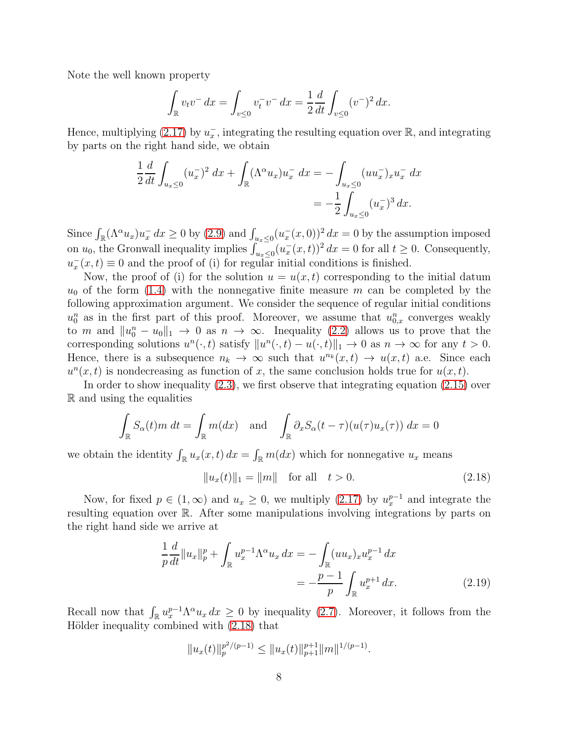Note the well known property

$$\int_{\mathbb{R}} v_t v^- \, dx = \int_{v\le 0} v_t^- v^- \, dx = \frac{1}{2}\frac{d}{dt}\int_{v\le 0} (v^-)^2 \, dx.$$

Hence, multiplying (2.17) by $u_x^-$, integrating the resulting equation over $\mathbb{R}$, and integrating by parts on the right hand side, we obtain

$$\begin{aligned}\frac{1}{2}\frac{d}{dt}\int_{u_x\le 0} (u_x^-)^2 \, dx + \int_{\mathbb{R}} (\Lambda^\alpha u_x) u_x^- \, dx &= -\int_{u_x\le 0} (u u_x^-)_x u_x^- \, dx \\ &= -\frac{1}{2}\int_{u_x\le 0} (u_x^-)^3 \, dx.\end{aligned}$$

Since $\int_{\mathbb{R}} (\Lambda^\alpha u_x) u_x^- \, dx \ge 0$ by (2.9) and $\int_{u_x\le 0} (u_x^-(x,0))^2 \, dx = 0$ by the assumption imposed on $u_0$, the Gronwall inequality implies $\int_{u_x\le 0} (u_x^-(x,t))^2 \, dx = 0$ for all $t \ge 0$. Consequently, $u_x^-(x,t) \equiv 0$ and the proof of (i) for regular initial conditions is finished.

Now, the proof of (i) for the solution $u = u(x,t)$ corresponding to the initial datum $u_0$ of the form (1.4) with the nonnegative finite measure $m$ can be completed by the following approximation argument. We consider the sequence of regular initial conditions $u_0^n$ as in the first part of this proof. Moreover, we assume that $u_{0,x}^n$ converges weakly to $m$ and $\|u_0^n - u_0\|_1 \to 0$ as $n \to \infty$. Inequality (2.2) allows us to prove that the corresponding solutions $u^n(\cdot,t)$ satisfy $\|u^n(\cdot,t) - u(\cdot,t)\|_1 \to 0$ as $n \to \infty$ for any $t > 0$. Hence, there is a subsequence $n_k \to \infty$ such that $u^{n_k}(x,t) \to u(x,t)$ a.e. Since each $u^n(x,t)$ is nondecreasing as function of $x$, the same conclusion holds true for $u(x,t)$.

In order to show inequality (2.3), we first observe that integrating equation (2.15) over $\mathbb{R}$ and using the equalities

$$\int_{\mathbb{R}} S_\alpha(t) m \, dt = \int_{\mathbb{R}} m(dx) \quad \text{and} \quad \int_{\mathbb{R}} \partial_x S_\alpha(t-\tau)(u(\tau)u_x(\tau)) \, dx = 0$$

we obtain the identity $\int_{\mathbb{R}} u_x(x,t) \, dx = \int_{\mathbb{R}} m(dx)$ which for nonnegative $u_x$ means

$$\|u_x(t)\|_1 = \|m\| \quad \text{for all} \quad t > 0. \tag{2.18}$$

Now, for fixed $p \in (1,\infty)$ and $u_x \ge 0$, we multiply (2.17) by $u_x^{p-1}$ and integrate the resulting equation over $\mathbb{R}$. After some manipulations involving integrations by parts on the right hand side we arrive at

$$\begin{aligned}\frac{1}{p}\frac{d}{dt}\|u_x\|_p^p + \int_{\mathbb{R}} u_x^{p-1}\Lambda^\alpha u_x \, dx &= -\int_{\mathbb{R}} (u u_x)_x u_x^{p-1} \, dx \\ &= -\frac{p-1}{p}\int_{\mathbb{R}} u_x^{p+1} \, dx.\end{aligned} \tag{2.19}$$

Recall now that $\int_{\mathbb{R}} u_x^{p-1}\Lambda^\alpha u_x \, dx \ge 0$ by inequality (2.7). Moreover, it follows from the Hölder inequality combined with (2.18) that

$$\|u_x(t)\|_p^{p^2/(p-1)} \le \|u_x(t)\|_{p+1}^{p+1} \|m\|^{1/(p-1)}.$$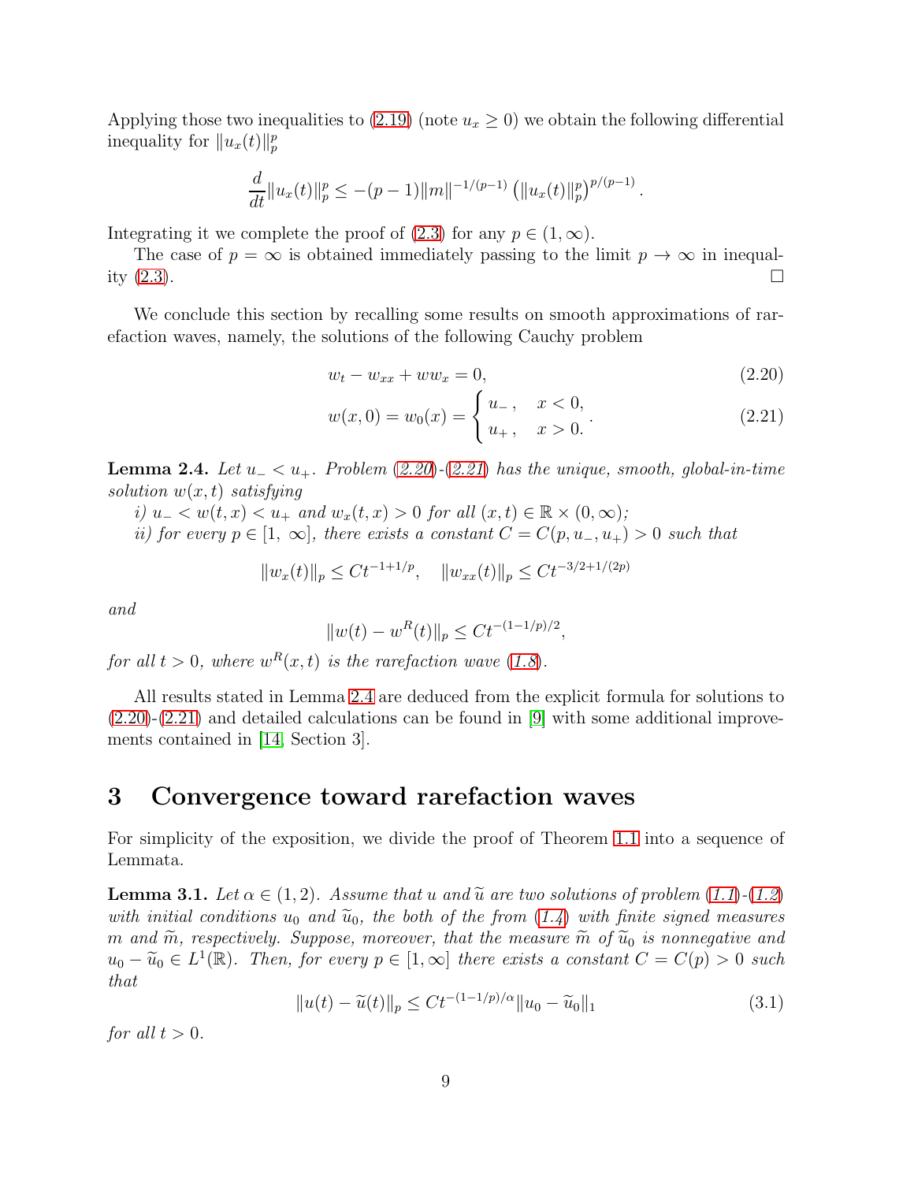Applying those two inequalities to (2.19) (note $u_x \geq 0$) we obtain the following differential inequality for $\|u_x(t)\|_p^p$

$$\frac{d}{dt}\|u_x(t)\|_p^p \leq -(p-1)\|m\|^{-1/(p-1)} \left(\|u_x(t)\|_p^p\right)^{p/(p-1)}.$$

Integrating it we complete the proof of (2.3) for any $p \in (1, \infty)$.

The case of $p = \infty$ is obtained immediately passing to the limit $p \to \infty$ in inequality (2.3). $\square$

We conclude this section by recalling some results on smooth approximations of rarefaction waves, namely, the solutions of the following Cauchy problem

$$w_t - w_{xx} + ww_x = 0, \tag{2.20}$$

$$w(x, 0) = w_0(x) = \begin{cases} u_-, & x < 0, \\ u_+, & x > 0. \end{cases} \tag{2.21}$$

**Lemma 2.4.** *Let $u_- < u_+$. Problem (2.20)-(2.21) has the unique, smooth, global-in-time solution $w(x, t)$ satisfying*

*i) $u_- < w(t, x) < u_+$ and $w_x(t, x) > 0$ for all $(x, t) \in \mathbb{R} \times (0, \infty)$;*

*ii) for every $p \in [1, \infty]$, there exists a constant $C = C(p, u_-, u_+) > 0$ such that*

$$\|w_x(t)\|_p \leq Ct^{-1+1/p}, \quad \|w_{xx}(t)\|_p \leq Ct^{-3/2+1/(2p)}$$

*and*

$$\|w(t) - w^R(t)\|_p \leq Ct^{-(1-1/p)/2},$$

*for all $t > 0$, where $w^R(x, t)$ is the rarefaction wave (1.8).*

All results stated in Lemma 2.4 are deduced from the explicit formula for solutions to (2.20)-(2.21) and detailed calculations can be found in [9] with some additional improvements contained in [14, Section 3].

# 3 Convergence toward rarefaction waves

For simplicity of the exposition, we divide the proof of Theorem 1.1 into a sequence of Lemmata.

**Lemma 3.1.** *Let $\alpha \in (1, 2)$. Assume that $u$ and $\widetilde{u}$ are two solutions of problem (1.1)-(1.2) with initial conditions $u_0$ and $\widetilde{u}_0$, the both of the from (1.4) with finite signed measures $m$ and $\widetilde{m}$, respectively. Suppose, moreover, that the measure $\widetilde{m}$ of $\widetilde{u}_0$ is nonnegative and $u_0 - \widetilde{u}_0 \in L^1(\mathbb{R})$. Then, for every $p \in [1, \infty]$ there exists a constant $C = C(p) > 0$ such that*

$$\|u(t) - \widetilde{u}(t)\|_p \leq Ct^{-(1-1/p)/\alpha}\|u_0 - \widetilde{u}_0\|_1 \tag{3.1}$$

*for all $t > 0$.*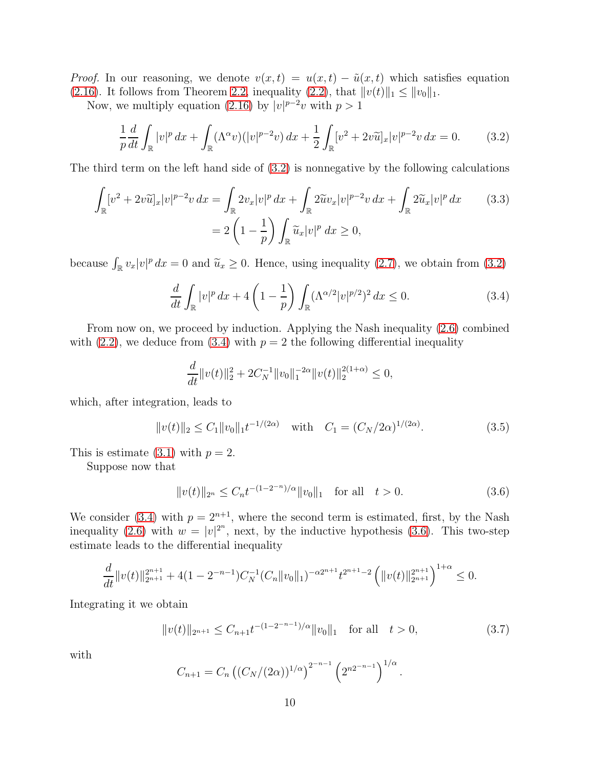*Proof.* In our reasoning, we denote $v(x,t) = u(x,t) - \tilde{u}(x,t)$ which satisfies equation (2.16). It follows from Theorem 2.2, inequality (2.2), that $\|v(t)\|_1 \le \|v_0\|_1$.

Now, we multiply equation (2.16) by $|v|^{p-2}v$ with $p > 1$

$$\frac{1}{p}\frac{d}{dt}\int_{\mathbb{R}} |v|^p \, dx + \int_{\mathbb{R}} (\Lambda^\alpha v)(|v|^{p-2}v) \, dx + \frac{1}{2}\int_{\mathbb{R}} [v^2 + 2v\widetilde{u}]_x |v|^{p-2} v \, dx = 0. \tag{3.2}$$

The third term on the left hand side of (3.2) is nonnegative by the following calculations

$$\begin{aligned}\int_{\mathbb{R}} [v^2 + 2v\widetilde{u}]_x |v|^{p-2} v \, dx &= \int_{\mathbb{R}} 2v_x |v|^p \, dx + \int_{\mathbb{R}} 2\widetilde{u} v_x |v|^{p-2} v \, dx + \int_{\mathbb{R}} 2\widetilde{u}_x |v|^p \, dx \\ &= 2\left(1 - \frac{1}{p}\right) \int_{\mathbb{R}} \widetilde{u}_x |v|^p \, dx \ge 0,\end{aligned} \tag{3.3}$$

because $\int_{\mathbb{R}} v_x |v|^p \, dx = 0$ and $\widetilde{u}_x \ge 0$. Hence, using inequality (2.7), we obtain from (3.2)

$$\frac{d}{dt}\int_{\mathbb{R}} |v|^p \, dx + 4\left(1 - \frac{1}{p}\right)\int_{\mathbb{R}} (\Lambda^{\alpha/2} |v|^{p/2})^2 \, dx \le 0. \tag{3.4}$$

From now on, we proceed by induction. Applying the Nash inequality (2.6) combined with (2.2), we deduce from (3.4) with $p = 2$ the following differential inequality

$$\frac{d}{dt}\|v(t)\|_2^2 + 2C_N^{-1}\|v_0\|_1^{-2\alpha}\|v(t)\|_2^{2(1+\alpha)} \le 0,$$

which, after integration, leads to

$$\|v(t)\|_2 \le C_1 \|v_0\|_1 t^{-1/(2\alpha)} \quad \text{with} \quad C_1 = (C_N/2\alpha)^{1/(2\alpha)}. \tag{3.5}$$

This is estimate (3.1) with $p = 2$.

Suppose now that

$$\|v(t)\|_{2^n} \le C_n t^{-(1-2^{-n})/\alpha} \|v_0\|_1 \quad \text{for all} \quad t > 0. \tag{3.6}$$

We consider (3.4) with $p = 2^{n+1}$, where the second term is estimated, first, by the Nash inequality (2.6) with $w = |v|^{2^n}$, next, by the inductive hypothesis (3.6). This two-step estimate leads to the differential inequality

$$\frac{d}{dt}\|v(t)\|_{2^{n+1}}^{2^{n+1}} + 4(1 - 2^{-n-1})C_N^{-1}(C_n\|v_0\|_1)^{-\alpha 2^{n+1}} t^{2^{n+1}-2}\left(\|v(t)\|_{2^{n+1}}^{2^{n+1}}\right)^{1+\alpha} \le 0.$$

Integrating it we obtain

$$\|v(t)\|_{2^{n+1}} \le C_{n+1} t^{-(1-2^{-n-1})/\alpha} \|v_0\|_1 \quad \text{for all} \quad t > 0, \tag{3.7}$$

with

$$C_{n+1} = C_n \left((C_N/(2\alpha))^{1/\alpha}\right)^{2^{-n-1}} \left(2^{n2^{-n-1}}\right)^{1/\alpha}.$$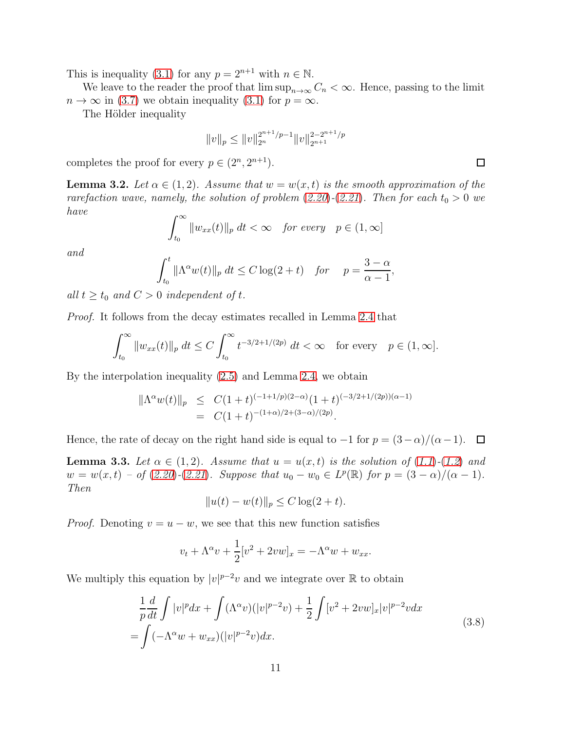This is inequality (3.1) for any $p = 2^{n+1}$ with $n \in \mathbb{N}$.

We leave to the reader the proof that $\limsup_{n\to\infty} C_n < \infty$. Hence, passing to the limit $n \to \infty$ in (3.7) we obtain inequality (3.1) for $p = \infty$.

The Hölder inequality

$$\|v\|_p \le \|v\|_{2^n}^{2^{n+1}/p-1} \|v\|_{2^{n+1}}^{2-2^{n+1}/p}$$

completes the proof for every $p \in (2^n, 2^{n+1})$. $\square$

**Lemma 3.2.** *Let $\alpha \in (1,2)$. Assume that $w = w(x,t)$ is the smooth approximation of the rarefaction wave, namely, the solution of problem (2.20)-(2.21). Then for each $t_0 > 0$ we have*

$$\int_{t_0}^{\infty} \|w_{xx}(t)\|_p \, dt < \infty \quad \textit{for every} \quad p \in (1, \infty]$$

*and*

$$\int_{t_0}^{t} \|\Lambda^\alpha w(t)\|_p \, dt \le C \log(2+t) \quad \textit{for} \quad p = \frac{3-\alpha}{\alpha-1},$$

*all $t \ge t_0$ and $C > 0$ independent of $t$.*

*Proof.* It follows from the decay estimates recalled in Lemma 2.4 that

$$\int_{t_0}^{\infty} \|w_{xx}(t)\|_p \, dt \le C \int_{t_0}^{\infty} t^{-3/2+1/(2p)} \, dt < \infty \quad \text{for every} \quad p \in (1, \infty].$$

By the interpolation inequality (2.5) and Lemma 2.4, we obtain

$$\begin{aligned}
\|\Lambda^\alpha w(t)\|_p &\le C(1+t)^{(-1+1/p)(2-\alpha)}(1+t)^{(-3/2+1/(2p))(\alpha-1)} \\
&= C(1+t)^{-(1+\alpha)/2+(3-\alpha)/(2p)}.
\end{aligned}$$

Hence, the rate of decay on the right hand side is equal to $-1$ for $p = (3-\alpha)/(\alpha-1)$. $\square$

**Lemma 3.3.** *Let $\alpha \in (1,2)$. Assume that $u = u(x,t)$ is the solution of (1.1)-(1.2) and $w = w(x,t)$ – of (2.20)-(2.21). Suppose that $u_0 - w_0 \in L^p(\mathbb{R})$ for $p = (3-\alpha)/(\alpha-1)$. Then*

$$\|u(t) - w(t)\|_p \le C \log(2+t).$$

*Proof.* Denoting $v = u - w$, we see that this new function satisfies

$$v_t + \Lambda^\alpha v + \frac{1}{2}[v^2 + 2vw]_x = -\Lambda^\alpha w + w_{xx}.$$

We multiply this equation by $|v|^{p-2}v$ and we integrate over $\mathbb{R}$ to obtain

$$\begin{aligned}
&\frac{1}{p}\frac{d}{dt}\int |v|^p dx + \int (\Lambda^\alpha v)(|v|^{p-2}v) + \frac{1}{2}\int [v^2 + 2vw]_x |v|^{p-2} v dx \\
&= \int (-\Lambda^\alpha w + w_{xx})(|v|^{p-2}v) dx.
\end{aligned} \tag{3.8}$$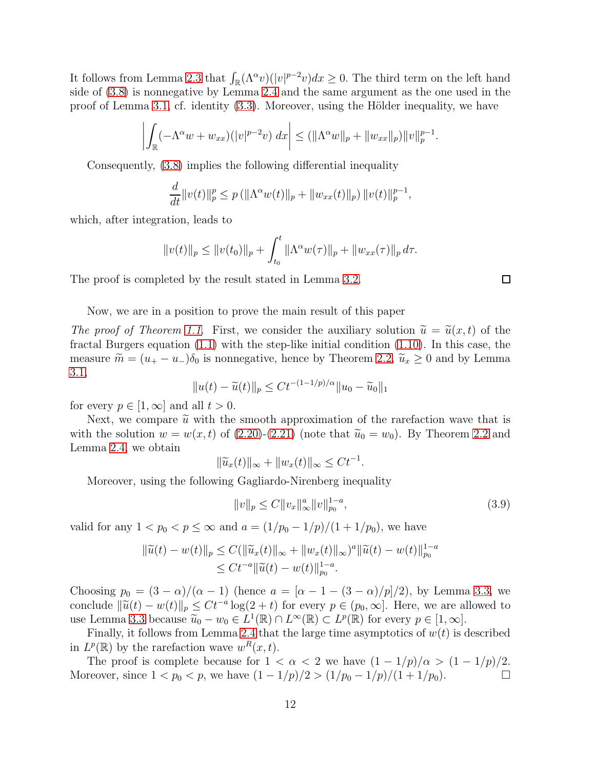It follows from Lemma 2.3 that $\int_{\mathbb{R}}(\Lambda^\alpha v)(|v|^{p-2}v)dx \geq 0$. The third term on the left hand side of (3.8) is nonnegative by Lemma 2.4 and the same argument as the one used in the proof of Lemma 3.1, cf. identity (3.3). Moreover, using the Hölder inequality, we have

$$\left| \int_{\mathbb{R}} (-\Lambda^\alpha w + w_{xx})(|v|^{p-2}v)\ dx \right| \leq (\|\Lambda^\alpha w\|_p + \|w_{xx}\|_p)\|v\|_p^{p-1}.$$

Consequently, (3.8) implies the following differential inequality

$$\frac{d}{dt}\|v(t)\|_p^p \leq p\left(\|\Lambda^\alpha w(t)\|_p + \|w_{xx}(t)\|_p\right)\|v(t)\|_p^{p-1},$$

which, after integration, leads to

$$\|v(t)\|_p \leq \|v(t_0)\|_p + \int_{t_0}^t \|\Lambda^\alpha w(\tau)\|_p + \|w_{xx}(\tau)\|_p\, d\tau.$$

The proof is completed by the result stated in Lemma 3.2. □

Now, we are in a position to prove the main result of this paper

*The proof of Theorem 1.1.* First, we consider the auxiliary solution $\widetilde{u} = \widetilde{u}(x,t)$ of the fractal Burgers equation (1.1) with the step-like initial condition (1.10). In this case, the measure $\widetilde{m} = (u_+ - u_-)\delta_0$ is nonnegative, hence by Theorem 2.2, $\widetilde{u}_x \geq 0$ and by Lemma 3.1,

$$\|u(t) - \widetilde{u}(t)\|_p \leq Ct^{-(1-1/p)/\alpha}\|u_0 - \widetilde{u}_0\|_1$$

for every $p \in [1,\infty]$ and all $t > 0$.

Next, we compare $\widetilde{u}$ with the smooth approximation of the rarefaction wave that is with the solution $w = w(x,t)$ of (2.20)-(2.21) (note that $\widetilde{u}_0 = w_0$). By Theorem 2.2 and Lemma 2.4, we obtain

$$\|\widetilde{u}_x(t)\|_\infty + \|w_x(t)\|_\infty \leq Ct^{-1}.$$

Moreover, using the following Gagliardo-Nirenberg inequality

$$\|v\|_p \leq C\|v_x\|_\infty^a \|v\|_{p_0}^{1-a}, \tag{3.9}$$

valid for any $1 < p_0 < p \leq \infty$ and $a = (1/p_0 - 1/p)/(1 + 1/p_0)$, we have

$$\begin{aligned}\|\widetilde{u}(t) - w(t)\|_p &\leq C(\|\widetilde{u}_x(t)\|_\infty + \|w_x(t)\|_\infty)^a \|\widetilde{u}(t) - w(t)\|_{p_0}^{1-a} \\ &\leq Ct^{-a}\|\widetilde{u}(t) - w(t)\|_{p_0}^{1-a}.\end{aligned}$$

Choosing $p_0 = (3-\alpha)/(\alpha-1)$ (hence $a = [\alpha - 1 - (3-\alpha)/p]/2$), by Lemma 3.3, we conclude $\|\widetilde{u}(t) - w(t)\|_p \leq Ct^{-a}\log(2+t)$ for every $p \in (p_0, \infty]$. Here, we are allowed to use Lemma 3.3 because $\widetilde{u}_0 - w_0 \in L^1(\mathbb{R}) \cap L^\infty(\mathbb{R}) \subset L^p(\mathbb{R})$ for every $p \in [1,\infty]$.

Finally, it follows from Lemma 2.4 that the large time asymptotics of $w(t)$ is described in $L^p(\mathbb{R})$ by the rarefaction wave $w^R(x,t)$.

The proof is complete because for $1 < \alpha < 2$ we have $(1-1/p)/\alpha > (1-1/p)/2$. Moreover, since $1 < p_0 < p$, we have $(1-1/p)/2 > (1/p_0 - 1/p)/(1+1/p_0)$. □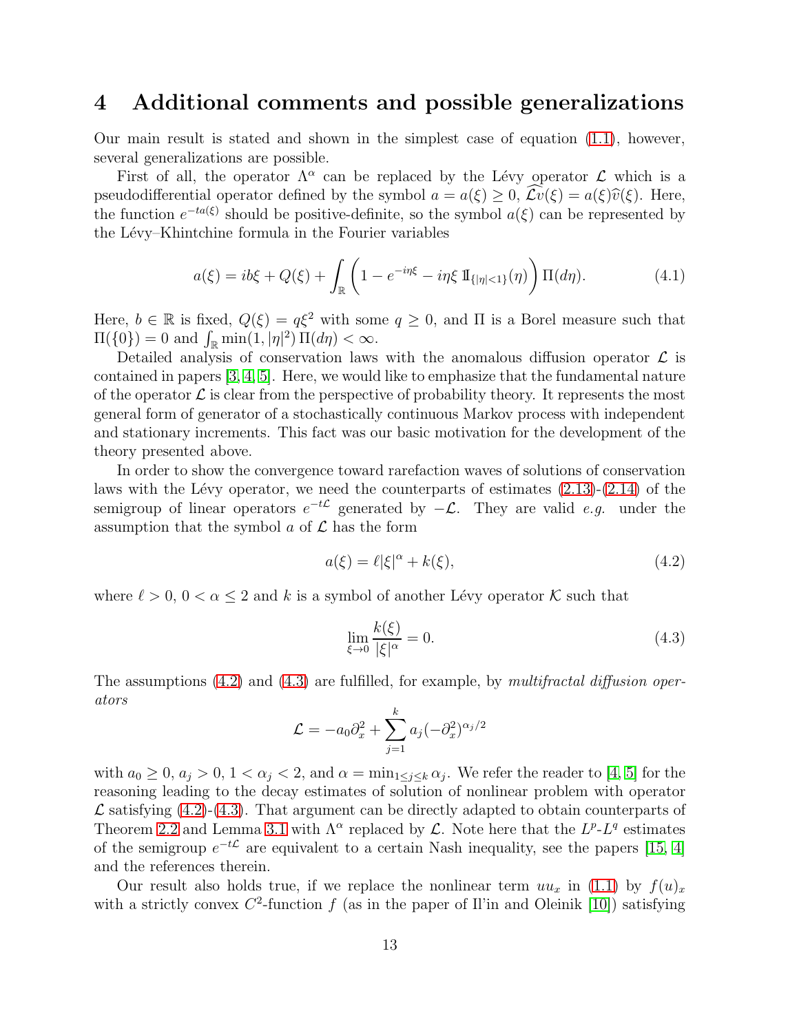## 4 Additional comments and possible generalizations

Our main result is stated and shown in the simplest case of equation (1.1), however, several generalizations are possible.

First of all, the operator $\Lambda^\alpha$ can be replaced by the Lévy operator $\mathcal{L}$ which is a pseudodifferential operator defined by the symbol $a = a(\xi) \geq 0$, $\widehat{\mathcal{L}v}(\xi) = a(\xi)\widehat{v}(\xi)$. Here, the function $e^{-ta(\xi)}$ should be positive-definite, so the symbol $a(\xi)$ can be represented by the Lévy–Khintchine formula in the Fourier variables

$$a(\xi) = ib\xi + Q(\xi) + \int_{\mathbb{R}} \left(1 - e^{-i\eta\xi} - i\eta\xi\, \mathbb{1}_{\{|\eta|<1\}}(\eta)\right) \Pi(d\eta). \tag{4.1}$$

Here, $b \in \mathbb{R}$ is fixed, $Q(\xi) = q\xi^2$ with some $q \geq 0$, and $\Pi$ is a Borel measure such that $\Pi(\{0\}) = 0$ and $\int_{\mathbb{R}} \min(1, |\eta|^2)\, \Pi(d\eta) < \infty$.

Detailed analysis of conservation laws with the anomalous diffusion operator $\mathcal{L}$ is contained in papers [3, 4, 5]. Here, we would like to emphasize that the fundamental nature of the operator $\mathcal{L}$ is clear from the perspective of probability theory. It represents the most general form of generator of a stochastically continuous Markov process with independent and stationary increments. This fact was our basic motivation for the development of the theory presented above.

In order to show the convergence toward rarefaction waves of solutions of conservation laws with the Lévy operator, we need the counterparts of estimates (2.13)-(2.14) of the semigroup of linear operators $e^{-t\mathcal{L}}$ generated by $-\mathcal{L}$. They are valid *e.g.* under the assumption that the symbol $a$ of $\mathcal{L}$ has the form

$$a(\xi) = \ell|\xi|^\alpha + k(\xi), \tag{4.2}$$

where $\ell > 0$, $0 < \alpha \leq 2$ and $k$ is a symbol of another Lévy operator $\mathcal{K}$ such that

$$\lim_{\xi \to 0} \frac{k(\xi)}{|\xi|^\alpha} = 0. \tag{4.3}$$

The assumptions (4.2) and (4.3) are fulfilled, for example, by *multifractal diffusion operators*

$$\mathcal{L} = -a_0\partial_x^2 + \sum_{j=1}^{k} a_j(-\partial_x^2)^{\alpha_j/2}$$

with $a_0 \geq 0$, $a_j > 0$, $1 < \alpha_j < 2$, and $\alpha = \min_{1\leq j\leq k} \alpha_j$. We refer the reader to [4, 5] for the reasoning leading to the decay estimates of solution of nonlinear problem with operator $\mathcal{L}$ satisfying (4.2)-(4.3). That argument can be directly adapted to obtain counterparts of Theorem 2.2 and Lemma 3.1 with $\Lambda^\alpha$ replaced by $\mathcal{L}$. Note here that the $L^p$-$L^q$ estimates of the semigroup $e^{-t\mathcal{L}}$ are equivalent to a certain Nash inequality, see the papers [15, 4] and the references therein.

Our result also holds true, if we replace the nonlinear term $uu_x$ in (1.1) by $f(u)_x$ with a strictly convex $C^2$-function $f$ (as in the paper of Il'in and Oleinik [10]) satisfying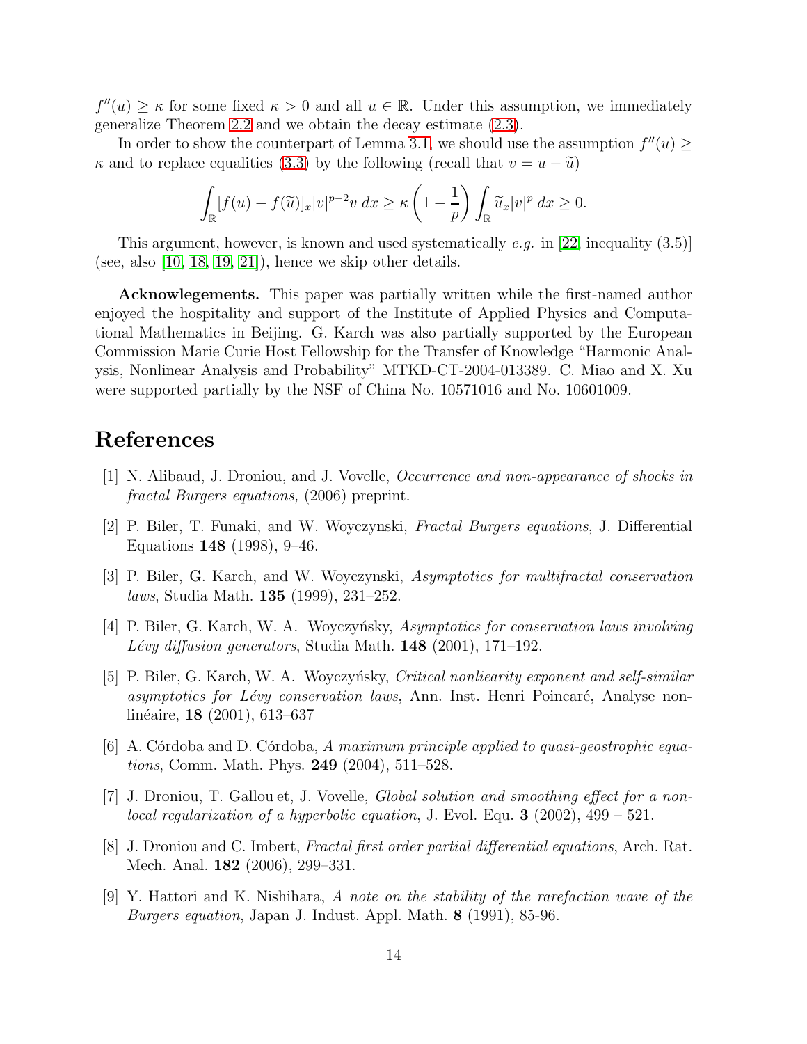$f''(u) \geq \kappa$ for some fixed $\kappa > 0$ and all $u \in \mathbb{R}$. Under this assumption, we immediately generalize Theorem 2.2 and we obtain the decay estimate (2.3).

In order to show the counterpart of Lemma 3.1, we should use the assumption $f''(u) \geq \kappa$ and to replace equalities (3.3) by the following (recall that $v = u - \widetilde{u}$)

$$\int_{\mathbb{R}} [f(u) - f(\widetilde{u})]_x |v|^{p-2} v \, dx \geq \kappa \left(1 - \frac{1}{p}\right) \int_{\mathbb{R}} \widetilde{u}_x |v|^p \, dx \geq 0.$$

This argument, however, is known and used systematically *e.g.* in [22, inequality (3.5)] (see, also [10, 18, 19, 21]), hence we skip other details.

**Acknowlegements.** This paper was partially written while the first-named author enjoyed the hospitality and support of the Institute of Applied Physics and Computational Mathematics in Beijing. G. Karch was also partially supported by the European Commission Marie Curie Host Fellowship for the Transfer of Knowledge "Harmonic Analysis, Nonlinear Analysis and Probability" MTKD-CT-2004-013389. C. Miao and X. Xu were supported partially by the NSF of China No. 10571016 and No. 10601009.

# References

[1] N. Alibaud, J. Droniou, and J. Vovelle, *Occurrence and non-appearance of shocks in fractal Burgers equations,* (2006) preprint.

[2] P. Biler, T. Funaki, and W. Woyczynski, *Fractal Burgers equations*, J. Differential Equations **148** (1998), 9–46.

[3] P. Biler, G. Karch, and W. Woyczynski, *Asymptotics for multifractal conservation laws*, Studia Math. **135** (1999), 231–252.

[4] P. Biler, G. Karch, W. A. Woyczyńsky, *Asymptotics for conservation laws involving Lévy diffusion generators*, Studia Math. **148** (2001), 171–192.

[5] P. Biler, G. Karch, W. A. Woyczyńsky, *Critical nonliearity exponent and self-similar asymptotics for Lévy conservation laws*, Ann. Inst. Henri Poincaré, Analyse nonlinéaire, **18** (2001), 613–637

[6] A. Córdoba and D. Córdoba, *A maximum principle applied to quasi-geostrophic equations*, Comm. Math. Phys. **249** (2004), 511–528.

[7] J. Droniou, T. Gallou et, J. Vovelle, *Global solution and smoothing effect for a nonlocal regularization of a hyperbolic equation*, J. Evol. Equ. **3** (2002), 499 – 521.

[8] J. Droniou and C. Imbert, *Fractal first order partial differential equations*, Arch. Rat. Mech. Anal. **182** (2006), 299–331.

[9] Y. Hattori and K. Nishihara, *A note on the stability of the rarefaction wave of the Burgers equation*, Japan J. Indust. Appl. Math. **8** (1991), 85-96.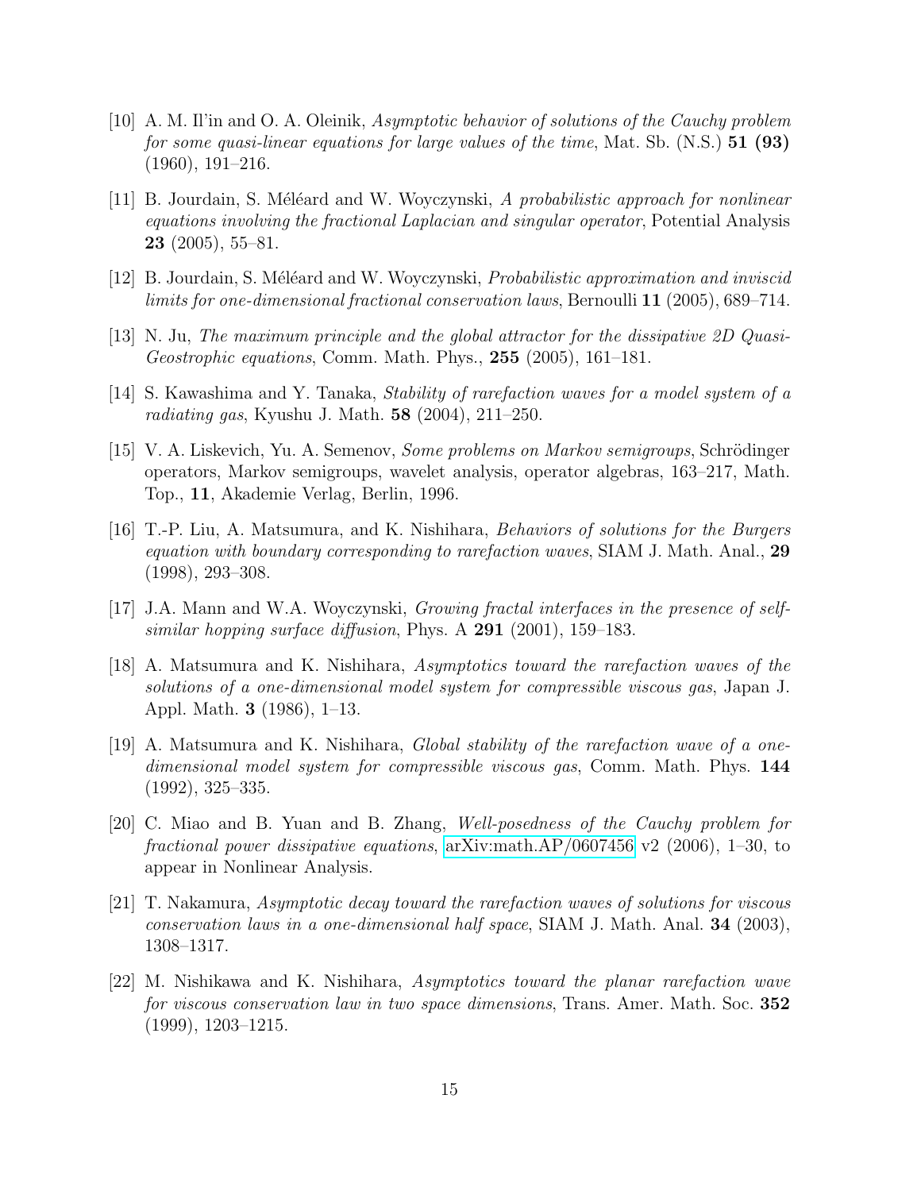[10] A. M. Il'in and O. A. Oleinik, *Asymptotic behavior of solutions of the Cauchy problem for some quasi-linear equations for large values of the time*, Mat. Sb. (N.S.) **51 (93)** (1960), 191–216.

[11] B. Jourdain, S. Méléard and W. Woyczynski, *A probabilistic approach for nonlinear equations involving the fractional Laplacian and singular operator*, Potential Analysis **23** (2005), 55–81.

[12] B. Jourdain, S. Méléard and W. Woyczynski, *Probabilistic approximation and inviscid limits for one-dimensional fractional conservation laws*, Bernoulli **11** (2005), 689–714.

[13] N. Ju, *The maximum principle and the global attractor for the dissipative 2D Quasi-Geostrophic equations*, Comm. Math. Phys., **255** (2005), 161–181.

[14] S. Kawashima and Y. Tanaka, *Stability of rarefaction waves for a model system of a radiating gas*, Kyushu J. Math. **58** (2004), 211–250.

[15] V. A. Liskevich, Yu. A. Semenov, *Some problems on Markov semigroups*, Schrödinger operators, Markov semigroups, wavelet analysis, operator algebras, 163–217, Math. Top., **11**, Akademie Verlag, Berlin, 1996.

[16] T.-P. Liu, A. Matsumura, and K. Nishihara, *Behaviors of solutions for the Burgers equation with boundary corresponding to rarefaction waves*, SIAM J. Math. Anal., **29** (1998), 293–308.

[17] J.A. Mann and W.A. Woyczynski, *Growing fractal interfaces in the presence of self-similar hopping surface diffusion*, Phys. A **291** (2001), 159–183.

[18] A. Matsumura and K. Nishihara, *Asymptotics toward the rarefaction waves of the solutions of a one-dimensional model system for compressible viscous gas*, Japan J. Appl. Math. **3** (1986), 1–13.

[19] A. Matsumura and K. Nishihara, *Global stability of the rarefaction wave of a one-dimensional model system for compressible viscous gas*, Comm. Math. Phys. **144** (1992), 325–335.

[20] C. Miao and B. Yuan and B. Zhang, *Well-posedness of the Cauchy problem for fractional power dissipative equations*, arXiv:math.AP/0607456 v2 (2006), 1–30, to appear in Nonlinear Analysis.

[21] T. Nakamura, *Asymptotic decay toward the rarefaction waves of solutions for viscous conservation laws in a one-dimensional half space*, SIAM J. Math. Anal. **34** (2003), 1308–1317.

[22] M. Nishikawa and K. Nishihara, *Asymptotics toward the planar rarefaction wave for viscous conservation law in two space dimensions*, Trans. Amer. Math. Soc. **352** (1999), 1203–1215.